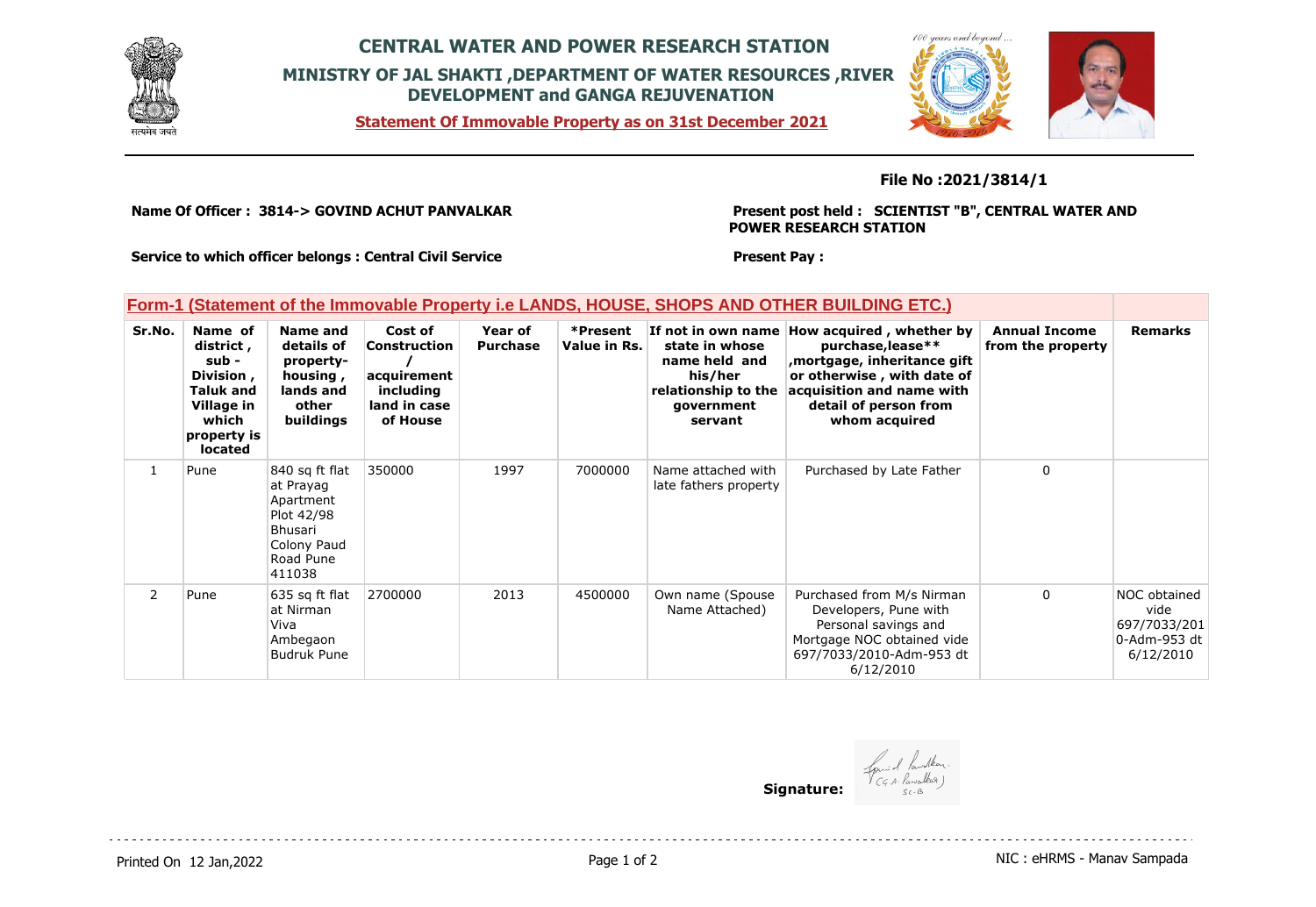# CENTRAL WATER AND POWER RESEARCH STATION

## MINISTRY OF JAL SHAKTI ,DEPARTMENT OF WATER RESOURCES ,RIVER DEVELOPMENT and GANGA REJUVENATION

**Statement Of Immovable Property as on 31st December 2021**

**File No :2021/3814/1**

**Name Of Officer : 3814-> GOVIND ACHUT PANVALKAR**

**Present post held : SCIENTIST "B", CENTRAL WATER AND POWER RESEARCH STATION**

**Service to which officer belongs : Central Civil Service**

**Present Pay :**

### Form-1 (Statement of the Immovable Property i.e LANDS, HOUSE, SHOPS AND OTHER BUILDING ETC.)

| Sr.No. | Name of district , sub - Division , Taluk and Village in which property is located | Name and details of property- housing , lands and other buildings | Cost of Construction / acquirement including land in case of House | Year of Purchase | *Present Value in Rs. | If not in own name state in whose name held and his/her relationship to the government servant | How acquired , whether by purchase,lease** ,mortgage, inheritance gift or otherwise , with date of acquisition and name with detail of person from whom acquired | Annual Income from the property | Remarks |
|---|---|---|---|---|---|---|---|---|---|
| 1 | Pune | 840 sq ft flat at Prayag Apartment Plot 42/98 Bhusari Colony Paud Road Pune 411038 | 350000 | 1997 | 7000000 | Name attached with late fathers property | Purchased by Late Father | 0 | |
| 2 | Pune | 635 sq ft flat at Nirman Viva Ambegaon Budruk Pune | 2700000 | 2013 | 4500000 | Own name (Spouse Name Attached) | Purchased from M/s Nirman Developers, Pune with Personal savings and Mortgage NOC obtained vide 697/7033/2010-Adm-953 dt 6/12/2010 | 0 | NOC obtained vide 697/7033/2010-Adm-953 dt 6/12/2010 |

**Signature:**

Printed On 12 Jan,2022

NIC : eHRMS - Manav Sampada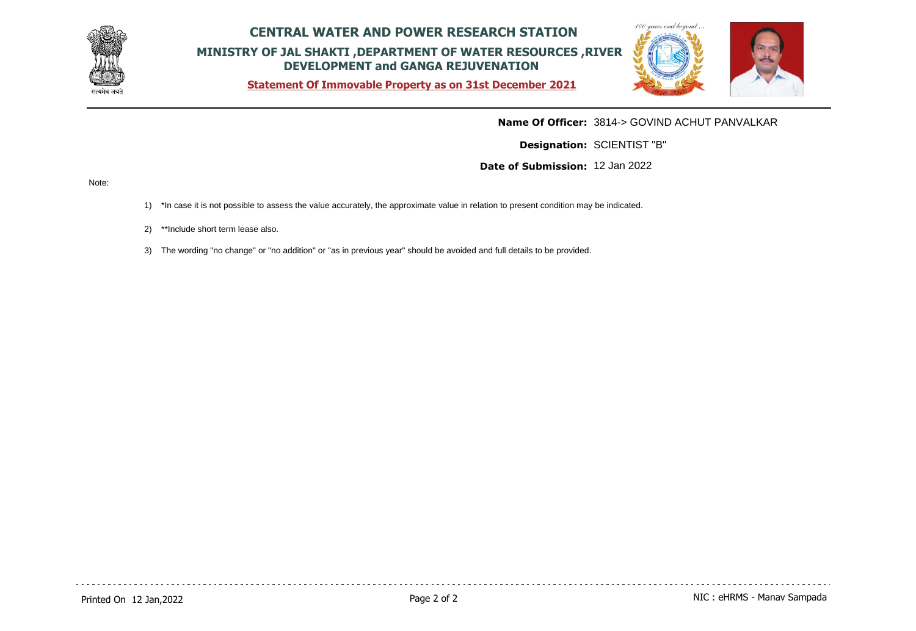# CENTRAL WATER AND POWER RESEARCH STATION

## MINISTRY OF JAL SHAKTI ,DEPARTMENT OF WATER RESOURCES ,RIVER DEVELOPMENT and GANGA REJUVENATION

**Statement Of Immovable Property as on 31st December 2021**

**Name Of Officer:** 3814-> GOVIND ACHUT PANVALKAR

**Designation:** SCIENTIST "B"

**Date of Submission:** 12 Jan 2022

Note:

1) *In case it is not possible to assess the value accurately, the approximate value in relation to present condition may be indicated.

2) **Include short term lease also.

3) The wording "no change" or "no addition" or "as in previous year" should be avoided and full details to be provided.

Printed On 12 Jan,2022

NIC : eHRMS - Manav Sampada